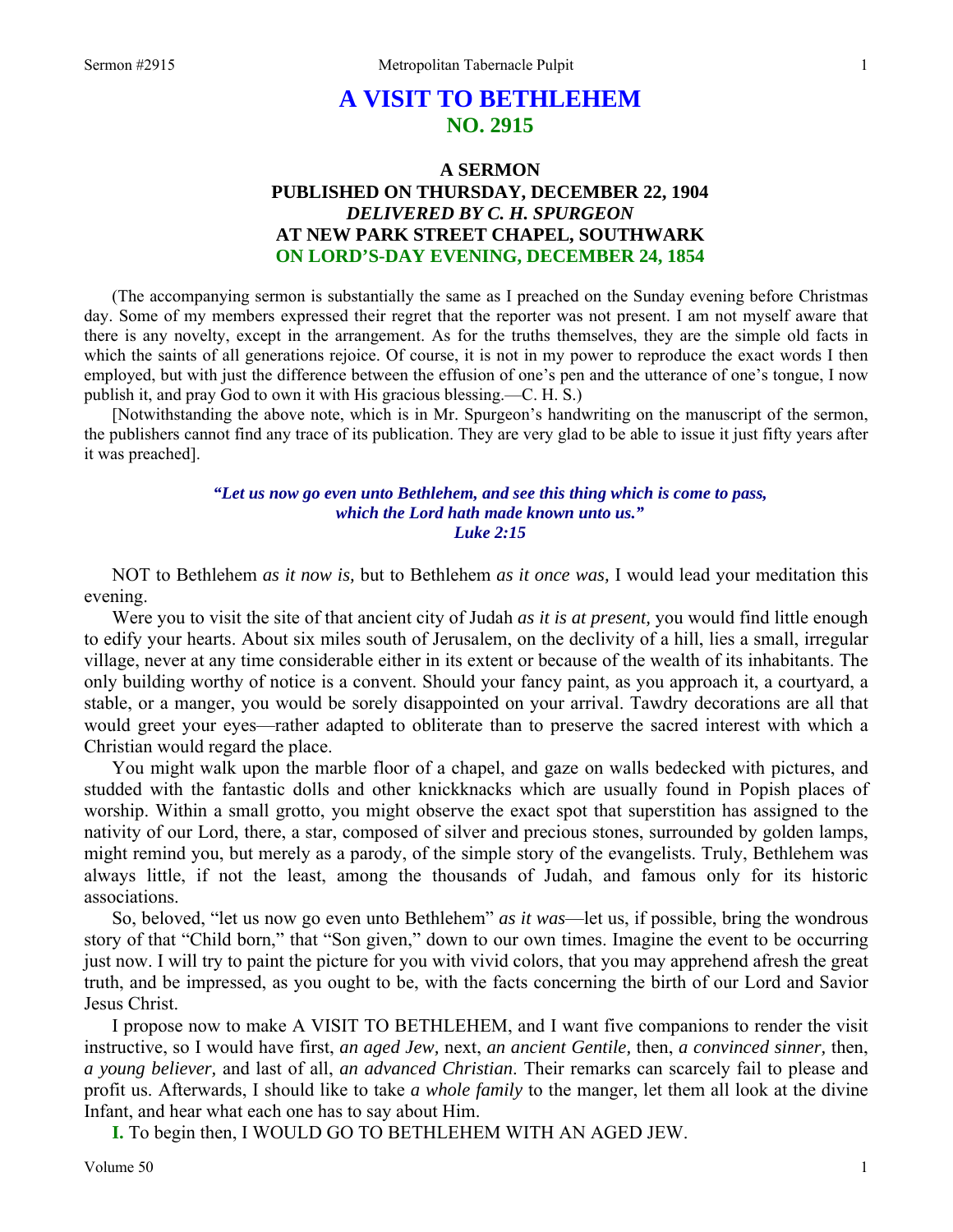# A VISIT TO BETHLEHEM
## NO. 2915

### A SERMON
### PUBLISHED ON THURSDAY, DECEMBER 22, 1904
### *DELIVERED BY C. H. SPURGEON*
### AT NEW PARK STREET CHAPEL, SOUTHWARK
### ON LORD'S-DAY EVENING, DECEMBER 24, 1854

(The accompanying sermon is substantially the same as I preached on the Sunday evening before Christmas day. Some of my members expressed their regret that the reporter was not present. I am not myself aware that there is any novelty, except in the arrangement. As for the truths themselves, they are the simple old facts in which the saints of all generations rejoice. Of course, it is not in my power to reproduce the exact words I then employed, but with just the difference between the effusion of one's pen and the utterance of one's tongue, I now publish it, and pray God to own it with His gracious blessing.—C. H. S.)

[Notwithstanding the above note, which is in Mr. Spurgeon's handwriting on the manuscript of the sermon, the publishers cannot find any trace of its publication. They are very glad to be able to issue it just fifty years after it was preached].

> ***"Let us now go even unto Bethlehem, and see this thing which is come to pass, which the Lord hath made known unto us."***
> ***Luke 2:15***

NOT to Bethlehem *as it now is,* but to Bethlehem *as it once was,* I would lead your meditation this evening.

Were you to visit the site of that ancient city of Judah *as it is at present,* you would find little enough to edify your hearts. About six miles south of Jerusalem, on the declivity of a hill, lies a small, irregular village, never at any time considerable either in its extent or because of the wealth of its inhabitants. The only building worthy of notice is a convent. Should your fancy paint, as you approach it, a courtyard, a stable, or a manger, you would be sorely disappointed on your arrival. Tawdry decorations are all that would greet your eyes—rather adapted to obliterate than to preserve the sacred interest with which a Christian would regard the place.

You might walk upon the marble floor of a chapel, and gaze on walls bedecked with pictures, and studded with the fantastic dolls and other knickknacks which are usually found in Popish places of worship. Within a small grotto, you might observe the exact spot that superstition has assigned to the nativity of our Lord, there, a star, composed of silver and precious stones, surrounded by golden lamps, might remind you, but merely as a parody, of the simple story of the evangelists. Truly, Bethlehem was always little, if not the least, among the thousands of Judah, and famous only for its historic associations.

So, beloved, "let us now go even unto Bethlehem" *as it was*—let us, if possible, bring the wondrous story of that "Child born," that "Son given," down to our own times. Imagine the event to be occurring just now. I will try to paint the picture for you with vivid colors, that you may apprehend afresh the great truth, and be impressed, as you ought to be, with the facts concerning the birth of our Lord and Savior Jesus Christ.

I propose now to make A VISIT TO BETHLEHEM, and I want five companions to render the visit instructive, so I would have first, *an aged Jew,* next, *an ancient Gentile,* then, *a convinced sinner,* then, *a young believer,* and last of all, *an advanced Christian*. Their remarks can scarcely fail to please and profit us. Afterwards, I should like to take *a whole family* to the manger, let them all look at the divine Infant, and hear what each one has to say about Him.

**I.** To begin then, I WOULD GO TO BETHLEHEM WITH AN AGED JEW.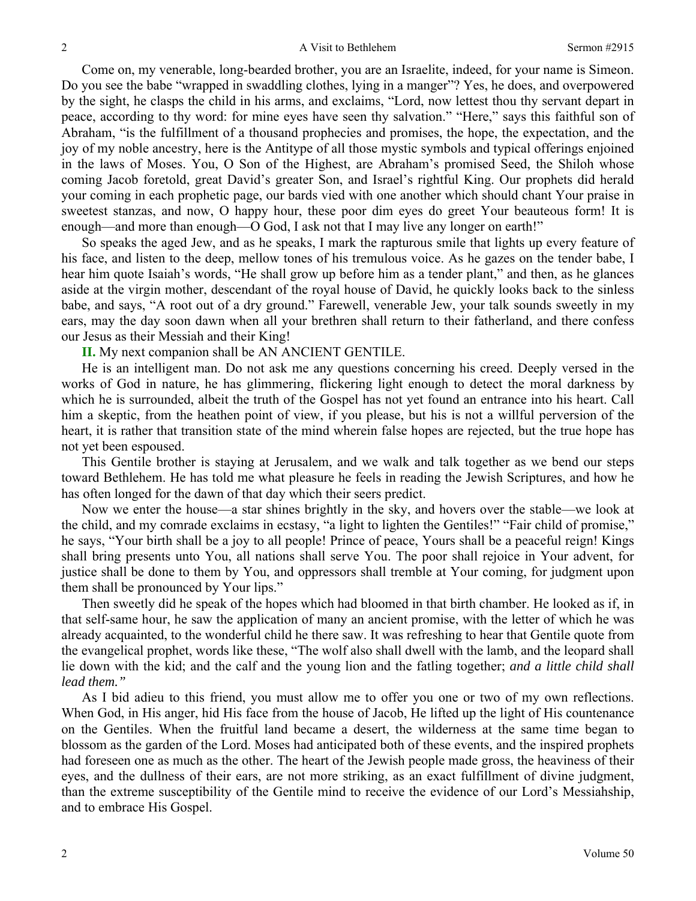Come on, my venerable, long-bearded brother, you are an Israelite, indeed, for your name is Simeon. Do you see the babe "wrapped in swaddling clothes, lying in a manger"? Yes, he does, and overpowered by the sight, he clasps the child in his arms, and exclaims, "Lord, now lettest thou thy servant depart in peace, according to thy word: for mine eyes have seen thy salvation." "Here," says this faithful son of Abraham, "is the fulfillment of a thousand prophecies and promises, the hope, the expectation, and the joy of my noble ancestry, here is the Antitype of all those mystic symbols and typical offerings enjoined in the laws of Moses. You, O Son of the Highest, are Abraham's promised Seed, the Shiloh whose coming Jacob foretold, great David's greater Son, and Israel's rightful King. Our prophets did herald your coming in each prophetic page, our bards vied with one another which should chant Your praise in sweetest stanzas, and now, O happy hour, these poor dim eyes do greet Your beauteous form! It is enough—and more than enough—O God, I ask not that I may live any longer on earth!"

So speaks the aged Jew, and as he speaks, I mark the rapturous smile that lights up every feature of his face, and listen to the deep, mellow tones of his tremulous voice. As he gazes on the tender babe, I hear him quote Isaiah's words, "He shall grow up before him as a tender plant," and then, as he glances aside at the virgin mother, descendant of the royal house of David, he quickly looks back to the sinless babe, and says, "A root out of a dry ground." Farewell, venerable Jew, your talk sounds sweetly in my ears, may the day soon dawn when all your brethren shall return to their fatherland, and there confess our Jesus as their Messiah and their King!

**II.** My next companion shall be AN ANCIENT GENTILE.

He is an intelligent man. Do not ask me any questions concerning his creed. Deeply versed in the works of God in nature, he has glimmering, flickering light enough to detect the moral darkness by which he is surrounded, albeit the truth of the Gospel has not yet found an entrance into his heart. Call him a skeptic, from the heathen point of view, if you please, but his is not a willful perversion of the heart, it is rather that transition state of the mind wherein false hopes are rejected, but the true hope has not yet been espoused.

This Gentile brother is staying at Jerusalem, and we walk and talk together as we bend our steps toward Bethlehem. He has told me what pleasure he feels in reading the Jewish Scriptures, and how he has often longed for the dawn of that day which their seers predict.

Now we enter the house—a star shines brightly in the sky, and hovers over the stable—we look at the child, and my comrade exclaims in ecstasy, "a light to lighten the Gentiles!" "Fair child of promise," he says, "Your birth shall be a joy to all people! Prince of peace, Yours shall be a peaceful reign! Kings shall bring presents unto You, all nations shall serve You. The poor shall rejoice in Your advent, for justice shall be done to them by You, and oppressors shall tremble at Your coming, for judgment upon them shall be pronounced by Your lips."

Then sweetly did he speak of the hopes which had bloomed in that birth chamber. He looked as if, in that self-same hour, he saw the application of many an ancient promise, with the letter of which he was already acquainted, to the wonderful child he there saw. It was refreshing to hear that Gentile quote from the evangelical prophet, words like these, "The wolf also shall dwell with the lamb, and the leopard shall lie down with the kid; and the calf and the young lion and the fatling together; *and a little child shall lead them."*

As I bid adieu to this friend, you must allow me to offer you one or two of my own reflections. When God, in His anger, hid His face from the house of Jacob, He lifted up the light of His countenance on the Gentiles. When the fruitful land became a desert, the wilderness at the same time began to blossom as the garden of the Lord. Moses had anticipated both of these events, and the inspired prophets had foreseen one as much as the other. The heart of the Jewish people made gross, the heaviness of their eyes, and the dullness of their ears, are not more striking, as an exact fulfillment of divine judgment, than the extreme susceptibility of the Gentile mind to receive the evidence of our Lord's Messiahship, and to embrace His Gospel.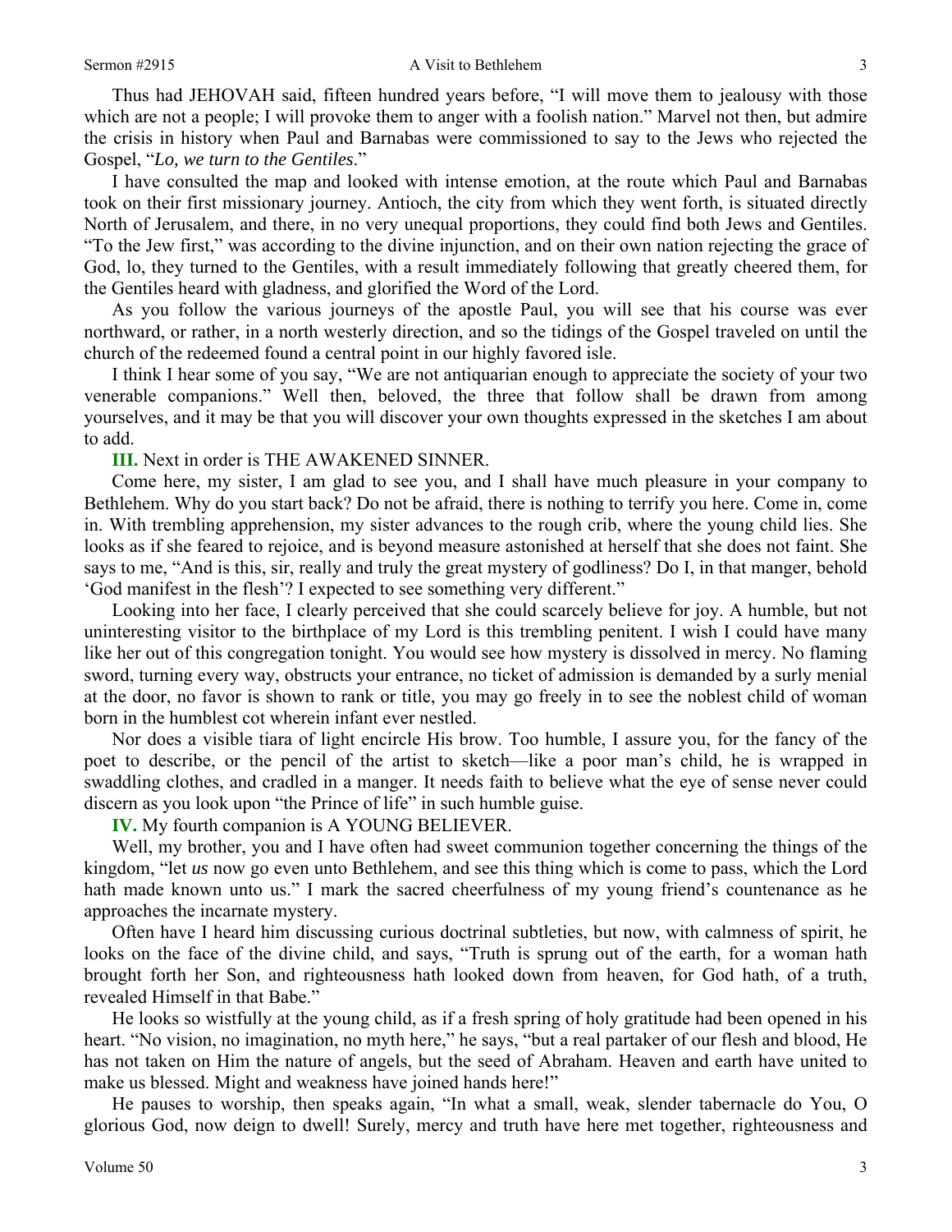Thus had JEHOVAH said, fifteen hundred years before, "I will move them to jealousy with those which are not a people; I will provoke them to anger with a foolish nation." Marvel not then, but admire the crisis in history when Paul and Barnabas were commissioned to say to the Jews who rejected the Gospel, "*Lo, we turn to the Gentiles*."

I have consulted the map and looked with intense emotion, at the route which Paul and Barnabas took on their first missionary journey. Antioch, the city from which they went forth, is situated directly North of Jerusalem, and there, in no very unequal proportions, they could find both Jews and Gentiles. "To the Jew first," was according to the divine injunction, and on their own nation rejecting the grace of God, lo, they turned to the Gentiles, with a result immediately following that greatly cheered them, for the Gentiles heard with gladness, and glorified the Word of the Lord.

As you follow the various journeys of the apostle Paul, you will see that his course was ever northward, or rather, in a north westerly direction, and so the tidings of the Gospel traveled on until the church of the redeemed found a central point in our highly favored isle.

I think I hear some of you say, "We are not antiquarian enough to appreciate the society of your two venerable companions." Well then, beloved, the three that follow shall be drawn from among yourselves, and it may be that you will discover your own thoughts expressed in the sketches I am about to add.

**III.** Next in order is THE AWAKENED SINNER.

Come here, my sister, I am glad to see you, and I shall have much pleasure in your company to Bethlehem. Why do you start back? Do not be afraid, there is nothing to terrify you here. Come in, come in. With trembling apprehension, my sister advances to the rough crib, where the young child lies. She looks as if she feared to rejoice, and is beyond measure astonished at herself that she does not faint. She says to me, "And is this, sir, really and truly the great mystery of godliness? Do I, in that manger, behold 'God manifest in the flesh'? I expected to see something very different."

Looking into her face, I clearly perceived that she could scarcely believe for joy. A humble, but not uninteresting visitor to the birthplace of my Lord is this trembling penitent. I wish I could have many like her out of this congregation tonight. You would see how mystery is dissolved in mercy. No flaming sword, turning every way, obstructs your entrance, no ticket of admission is demanded by a surly menial at the door, no favor is shown to rank or title, you may go freely in to see the noblest child of woman born in the humblest cot wherein infant ever nestled.

Nor does a visible tiara of light encircle His brow. Too humble, I assure you, for the fancy of the poet to describe, or the pencil of the artist to sketch—like a poor man's child, he is wrapped in swaddling clothes, and cradled in a manger. It needs faith to believe what the eye of sense never could discern as you look upon "the Prince of life" in such humble guise.

**IV.** My fourth companion is A YOUNG BELIEVER.

Well, my brother, you and I have often had sweet communion together concerning the things of the kingdom, "let *us* now go even unto Bethlehem, and see this thing which is come to pass, which the Lord hath made known unto us." I mark the sacred cheerfulness of my young friend's countenance as he approaches the incarnate mystery.

Often have I heard him discussing curious doctrinal subtleties, but now, with calmness of spirit, he looks on the face of the divine child, and says, "Truth is sprung out of the earth, for a woman hath brought forth her Son, and righteousness hath looked down from heaven, for God hath, of a truth, revealed Himself in that Babe."

He looks so wistfully at the young child, as if a fresh spring of holy gratitude had been opened in his heart. "No vision, no imagination, no myth here," he says, "but a real partaker of our flesh and blood, He has not taken on Him the nature of angels, but the seed of Abraham. Heaven and earth have united to make us blessed. Might and weakness have joined hands here!"

He pauses to worship, then speaks again, "In what a small, weak, slender tabernacle do You, O glorious God, now deign to dwell! Surely, mercy and truth have here met together, righteousness and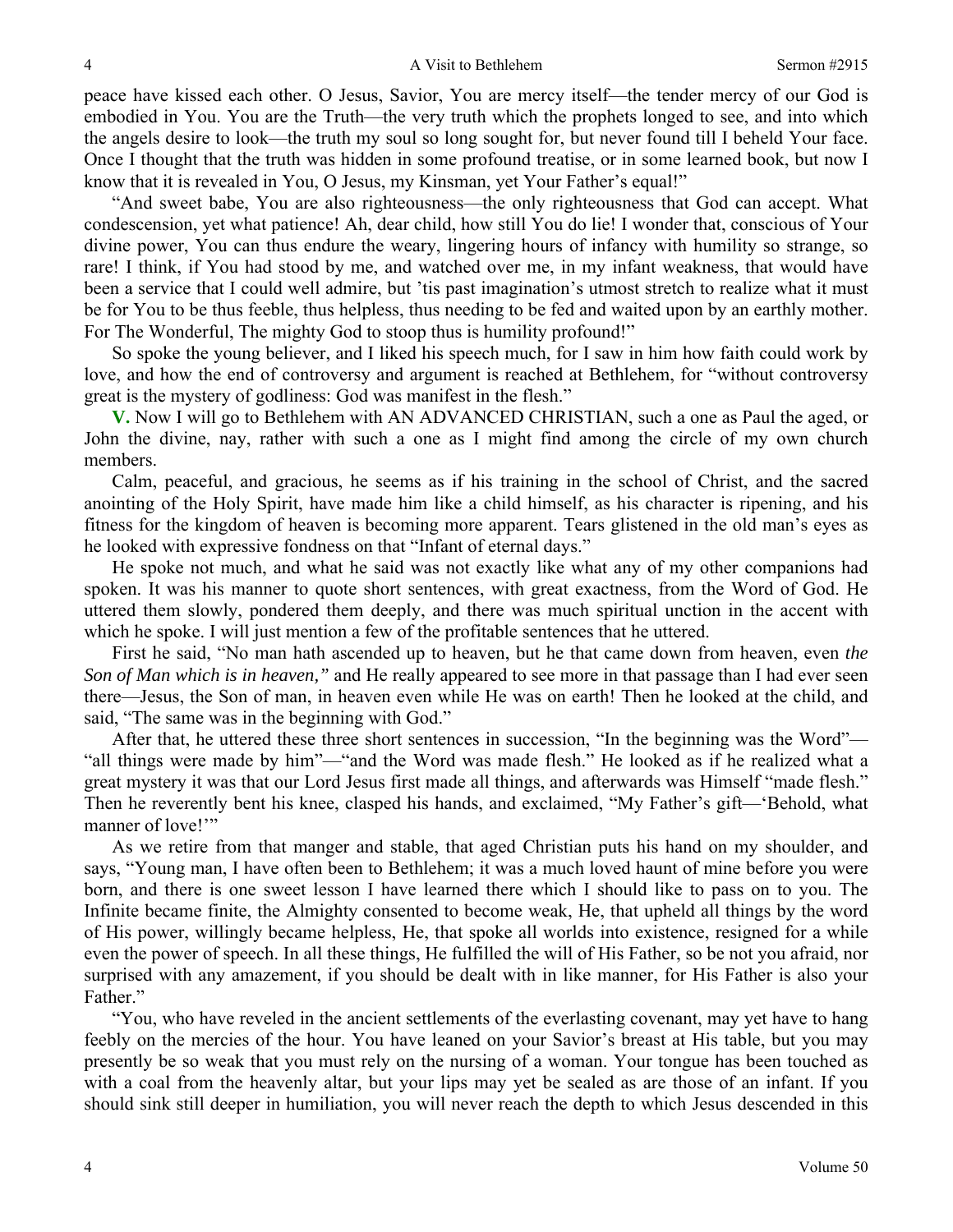peace have kissed each other. O Jesus, Savior, You are mercy itself—the tender mercy of our God is embodied in You. You are the Truth—the very truth which the prophets longed to see, and into which the angels desire to look—the truth my soul so long sought for, but never found till I beheld Your face. Once I thought that the truth was hidden in some profound treatise, or in some learned book, but now I know that it is revealed in You, O Jesus, my Kinsman, yet Your Father's equal!"

"And sweet babe, You are also righteousness—the only righteousness that God can accept. What condescension, yet what patience! Ah, dear child, how still You do lie! I wonder that, conscious of Your divine power, You can thus endure the weary, lingering hours of infancy with humility so strange, so rare! I think, if You had stood by me, and watched over me, in my infant weakness, that would have been a service that I could well admire, but 'tis past imagination's utmost stretch to realize what it must be for You to be thus feeble, thus helpless, thus needing to be fed and waited upon by an earthly mother. For The Wonderful, The mighty God to stoop thus is humility profound!"

So spoke the young believer, and I liked his speech much, for I saw in him how faith could work by love, and how the end of controversy and argument is reached at Bethlehem, for "without controversy great is the mystery of godliness: God was manifest in the flesh."

**V.** Now I will go to Bethlehem with AN ADVANCED CHRISTIAN, such a one as Paul the aged, or John the divine, nay, rather with such a one as I might find among the circle of my own church members.

Calm, peaceful, and gracious, he seems as if his training in the school of Christ, and the sacred anointing of the Holy Spirit, have made him like a child himself, as his character is ripening, and his fitness for the kingdom of heaven is becoming more apparent. Tears glistened in the old man's eyes as he looked with expressive fondness on that "Infant of eternal days."

He spoke not much, and what he said was not exactly like what any of my other companions had spoken. It was his manner to quote short sentences, with great exactness, from the Word of God. He uttered them slowly, pondered them deeply, and there was much spiritual unction in the accent with which he spoke. I will just mention a few of the profitable sentences that he uttered.

First he said, "No man hath ascended up to heaven, but he that came down from heaven, even *the Son of Man which is in heaven,"* and He really appeared to see more in that passage than I had ever seen there—Jesus, the Son of man, in heaven even while He was on earth! Then he looked at the child, and said, "The same was in the beginning with God."

After that, he uttered these three short sentences in succession, "In the beginning was the Word"—"all things were made by him"—"and the Word was made flesh." He looked as if he realized what a great mystery it was that our Lord Jesus first made all things, and afterwards was Himself "made flesh." Then he reverently bent his knee, clasped his hands, and exclaimed, "My Father's gift—'Behold, what manner of love!'"

As we retire from that manger and stable, that aged Christian puts his hand on my shoulder, and says, "Young man, I have often been to Bethlehem; it was a much loved haunt of mine before you were born, and there is one sweet lesson I have learned there which I should like to pass on to you. The Infinite became finite, the Almighty consented to become weak, He, that upheld all things by the word of His power, willingly became helpless, He, that spoke all worlds into existence, resigned for a while even the power of speech. In all these things, He fulfilled the will of His Father, so be not you afraid, nor surprised with any amazement, if you should be dealt with in like manner, for His Father is also your Father."

"You, who have reveled in the ancient settlements of the everlasting covenant, may yet have to hang feebly on the mercies of the hour. You have leaned on your Savior's breast at His table, but you may presently be so weak that you must rely on the nursing of a woman. Your tongue has been touched as with a coal from the heavenly altar, but your lips may yet be sealed as are those of an infant. If you should sink still deeper in humiliation, you will never reach the depth to which Jesus descended in this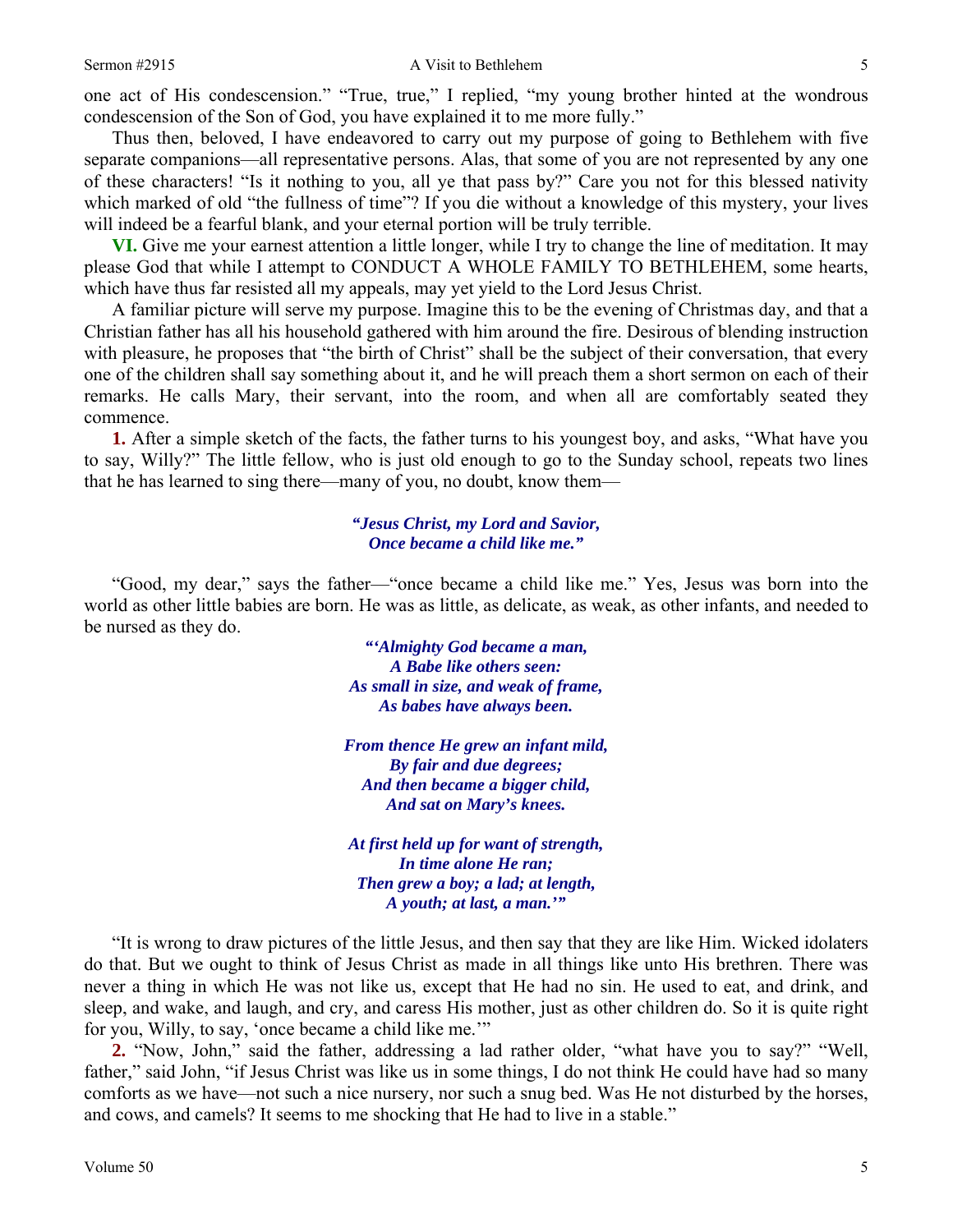one act of His condescension." "True, true," I replied, "my young brother hinted at the wondrous condescension of the Son of God, you have explained it to me more fully."

Thus then, beloved, I have endeavored to carry out my purpose of going to Bethlehem with five separate companions—all representative persons. Alas, that some of you are not represented by any one of these characters! "Is it nothing to you, all ye that pass by?" Care you not for this blessed nativity which marked of old "the fullness of time"? If you die without a knowledge of this mystery, your lives will indeed be a fearful blank, and your eternal portion will be truly terrible.

**VI.** Give me your earnest attention a little longer, while I try to change the line of meditation. It may please God that while I attempt to CONDUCT A WHOLE FAMILY TO BETHLEHEM, some hearts, which have thus far resisted all my appeals, may yet yield to the Lord Jesus Christ.

A familiar picture will serve my purpose. Imagine this to be the evening of Christmas day, and that a Christian father has all his household gathered with him around the fire. Desirous of blending instruction with pleasure, he proposes that "the birth of Christ" shall be the subject of their conversation, that every one of the children shall say something about it, and he will preach them a short sermon on each of their remarks. He calls Mary, their servant, into the room, and when all are comfortably seated they commence.

**1.** After a simple sketch of the facts, the father turns to his youngest boy, and asks, "What have you to say, Willy?" The little fellow, who is just old enough to go to the Sunday school, repeats two lines that he has learned to sing there—many of you, no doubt, know them—

> ***"Jesus Christ, my Lord and Savior,***
> ***Once became a child like me."***

"Good, my dear," says the father—"once became a child like me." Yes, Jesus was born into the world as other little babies are born. He was as little, as delicate, as weak, as other infants, and needed to be nursed as they do.

> ***"'Almighty God became a man,***
> ***A Babe like others seen:***
> ***As small in size, and weak of frame,***
> ***As babes have always been.***
>
> ***From thence He grew an infant mild,***
> ***By fair and due degrees;***
> ***And then became a bigger child,***
> ***And sat on Mary's knees.***
>
> ***At first held up for want of strength,***
> ***In time alone He ran;***
> ***Then grew a boy; a lad; at length,***
> ***A youth; at last, a man.'"***

"It is wrong to draw pictures of the little Jesus, and then say that they are like Him. Wicked idolaters do that. But we ought to think of Jesus Christ as made in all things like unto His brethren. There was never a thing in which He was not like us, except that He had no sin. He used to eat, and drink, and sleep, and wake, and laugh, and cry, and caress His mother, just as other children do. So it is quite right for you, Willy, to say, 'once became a child like me.'"

**2.** "Now, John," said the father, addressing a lad rather older, "what have you to say?" "Well, father," said John, "if Jesus Christ was like us in some things, I do not think He could have had so many comforts as we have—not such a nice nursery, nor such a snug bed. Was He not disturbed by the horses, and cows, and camels? It seems to me shocking that He had to live in a stable."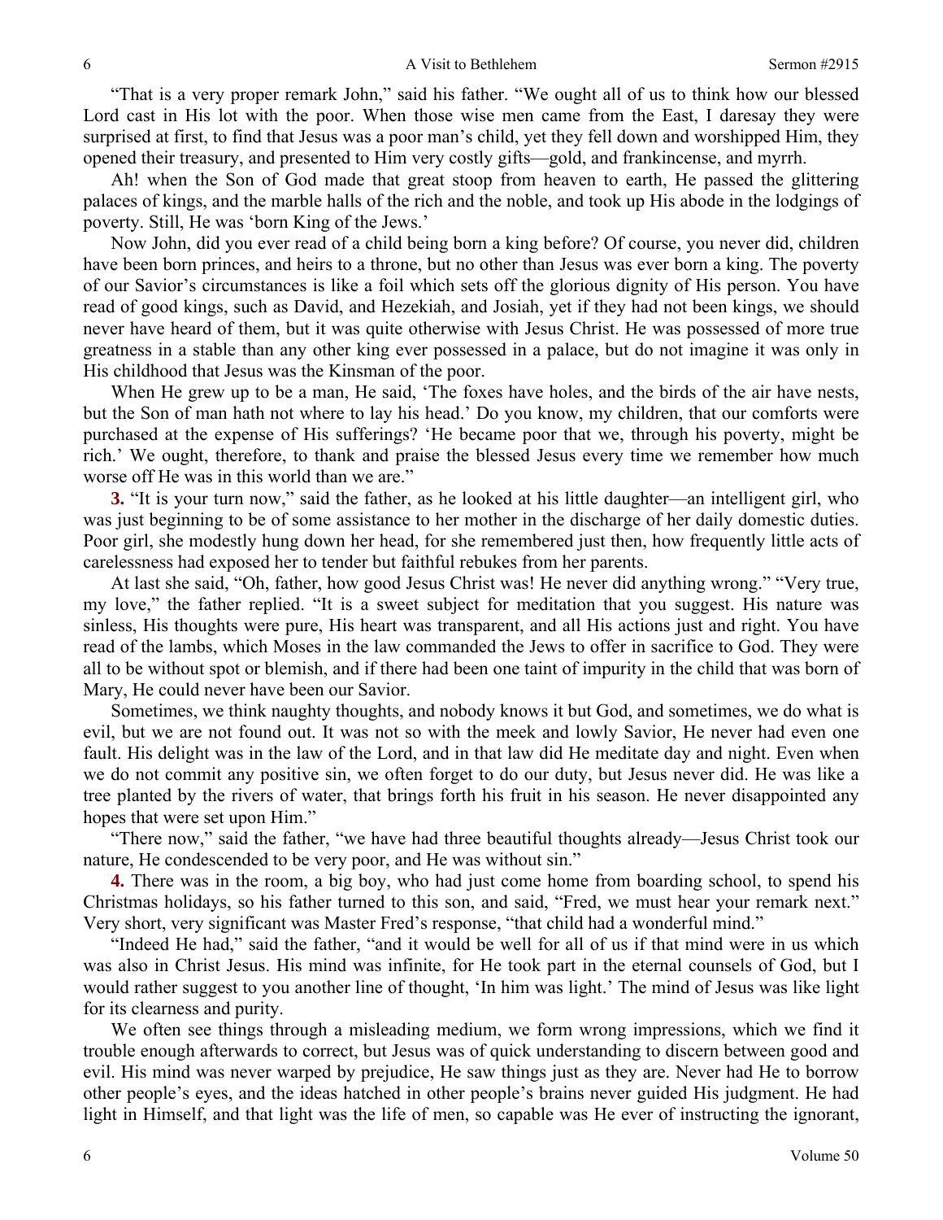"That is a very proper remark John," said his father. "We ought all of us to think how our blessed Lord cast in His lot with the poor. When those wise men came from the East, I daresay they were surprised at first, to find that Jesus was a poor man's child, yet they fell down and worshipped Him, they opened their treasury, and presented to Him very costly gifts—gold, and frankincense, and myrrh.

Ah! when the Son of God made that great stoop from heaven to earth, He passed the glittering palaces of kings, and the marble halls of the rich and the noble, and took up His abode in the lodgings of poverty. Still, He was 'born King of the Jews.'

Now John, did you ever read of a child being born a king before? Of course, you never did, children have been born princes, and heirs to a throne, but no other than Jesus was ever born a king. The poverty of our Savior's circumstances is like a foil which sets off the glorious dignity of His person. You have read of good kings, such as David, and Hezekiah, and Josiah, yet if they had not been kings, we should never have heard of them, but it was quite otherwise with Jesus Christ. He was possessed of more true greatness in a stable than any other king ever possessed in a palace, but do not imagine it was only in His childhood that Jesus was the Kinsman of the poor.

When He grew up to be a man, He said, 'The foxes have holes, and the birds of the air have nests, but the Son of man hath not where to lay his head.' Do you know, my children, that our comforts were purchased at the expense of His sufferings? 'He became poor that we, through his poverty, might be rich.' We ought, therefore, to thank and praise the blessed Jesus every time we remember how much worse off He was in this world than we are."

**3.** "It is your turn now," said the father, as he looked at his little daughter—an intelligent girl, who was just beginning to be of some assistance to her mother in the discharge of her daily domestic duties. Poor girl, she modestly hung down her head, for she remembered just then, how frequently little acts of carelessness had exposed her to tender but faithful rebukes from her parents.

At last she said, "Oh, father, how good Jesus Christ was! He never did anything wrong." "Very true, my love," the father replied. "It is a sweet subject for meditation that you suggest. His nature was sinless, His thoughts were pure, His heart was transparent, and all His actions just and right. You have read of the lambs, which Moses in the law commanded the Jews to offer in sacrifice to God. They were all to be without spot or blemish, and if there had been one taint of impurity in the child that was born of Mary, He could never have been our Savior.

Sometimes, we think naughty thoughts, and nobody knows it but God, and sometimes, we do what is evil, but we are not found out. It was not so with the meek and lowly Savior, He never had even one fault. His delight was in the law of the Lord, and in that law did He meditate day and night. Even when we do not commit any positive sin, we often forget to do our duty, but Jesus never did. He was like a tree planted by the rivers of water, that brings forth his fruit in his season. He never disappointed any hopes that were set upon Him."

"There now," said the father, "we have had three beautiful thoughts already—Jesus Christ took our nature, He condescended to be very poor, and He was without sin."

**4.** There was in the room, a big boy, who had just come home from boarding school, to spend his Christmas holidays, so his father turned to this son, and said, "Fred, we must hear your remark next." Very short, very significant was Master Fred's response, "that child had a wonderful mind."

"Indeed He had," said the father, "and it would be well for all of us if that mind were in us which was also in Christ Jesus. His mind was infinite, for He took part in the eternal counsels of God, but I would rather suggest to you another line of thought, 'In him was light.' The mind of Jesus was like light for its clearness and purity.

We often see things through a misleading medium, we form wrong impressions, which we find it trouble enough afterwards to correct, but Jesus was of quick understanding to discern between good and evil. His mind was never warped by prejudice, He saw things just as they are. Never had He to borrow other people's eyes, and the ideas hatched in other people's brains never guided His judgment. He had light in Himself, and that light was the life of men, so capable was He ever of instructing the ignorant,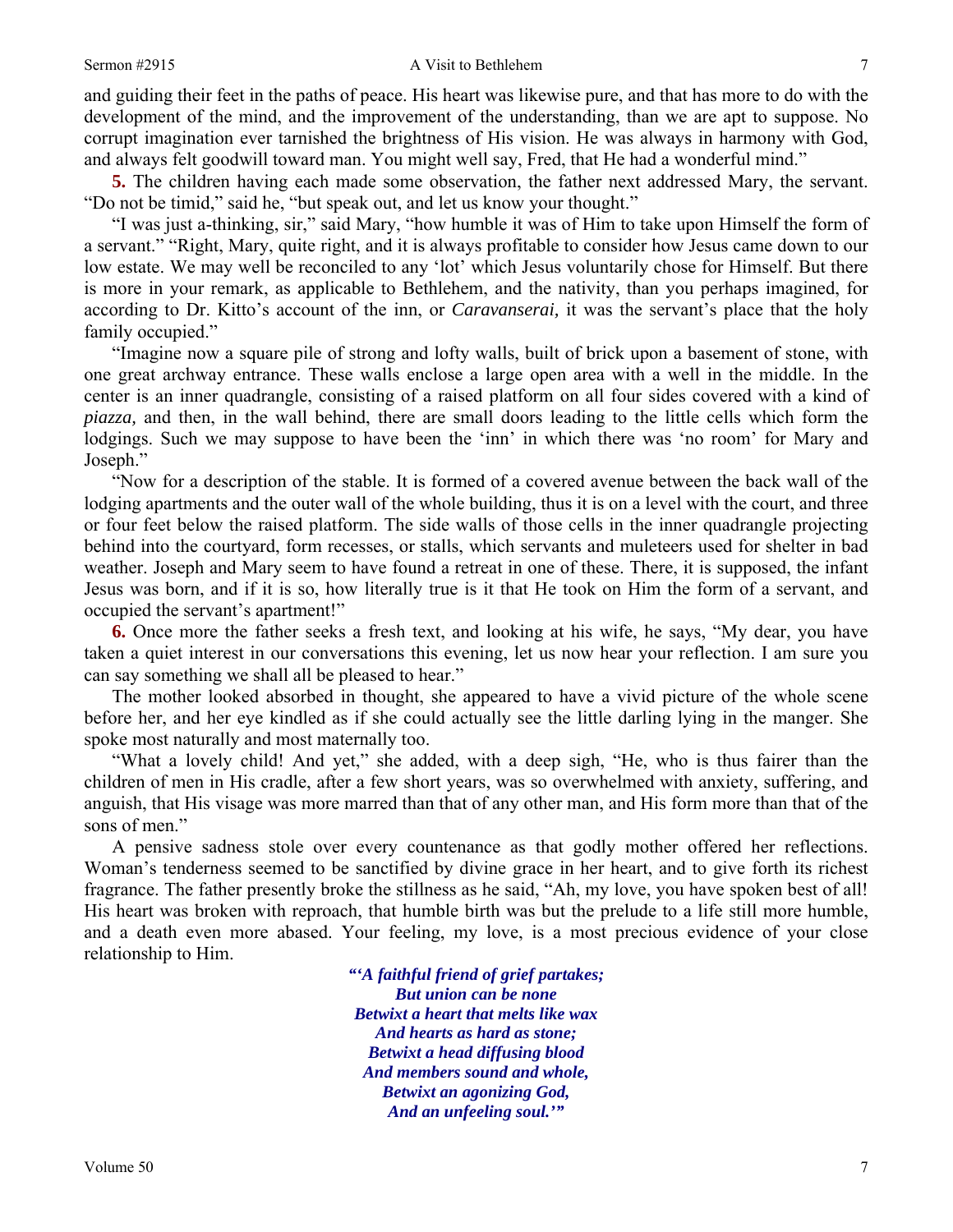and guiding their feet in the paths of peace. His heart was likewise pure, and that has more to do with the development of the mind, and the improvement of the understanding, than we are apt to suppose. No corrupt imagination ever tarnished the brightness of His vision. He was always in harmony with God, and always felt goodwill toward man. You might well say, Fred, that He had a wonderful mind."

**5.** The children having each made some observation, the father next addressed Mary, the servant. "Do not be timid," said he, "but speak out, and let us know your thought."

"I was just a-thinking, sir," said Mary, "how humble it was of Him to take upon Himself the form of a servant." "Right, Mary, quite right, and it is always profitable to consider how Jesus came down to our low estate. We may well be reconciled to any 'lot' which Jesus voluntarily chose for Himself. But there is more in your remark, as applicable to Bethlehem, and the nativity, than you perhaps imagined, for according to Dr. Kitto's account of the inn, or *Caravanserai,* it was the servant's place that the holy family occupied."

"Imagine now a square pile of strong and lofty walls, built of brick upon a basement of stone, with one great archway entrance. These walls enclose a large open area with a well in the middle. In the center is an inner quadrangle, consisting of a raised platform on all four sides covered with a kind of *piazza,* and then, in the wall behind, there are small doors leading to the little cells which form the lodgings. Such we may suppose to have been the 'inn' in which there was 'no room' for Mary and Joseph."

"Now for a description of the stable. It is formed of a covered avenue between the back wall of the lodging apartments and the outer wall of the whole building, thus it is on a level with the court, and three or four feet below the raised platform. The side walls of those cells in the inner quadrangle projecting behind into the courtyard, form recesses, or stalls, which servants and muleteers used for shelter in bad weather. Joseph and Mary seem to have found a retreat in one of these. There, it is supposed, the infant Jesus was born, and if it is so, how literally true is it that He took on Him the form of a servant, and occupied the servant's apartment!"

**6.** Once more the father seeks a fresh text, and looking at his wife, he says, "My dear, you have taken a quiet interest in our conversations this evening, let us now hear your reflection. I am sure you can say something we shall all be pleased to hear."

The mother looked absorbed in thought, she appeared to have a vivid picture of the whole scene before her, and her eye kindled as if she could actually see the little darling lying in the manger. She spoke most naturally and most maternally too.

"What a lovely child! And yet," she added, with a deep sigh, "He, who is thus fairer than the children of men in His cradle, after a few short years, was so overwhelmed with anxiety, suffering, and anguish, that His visage was more marred than that of any other man, and His form more than that of the sons of men."

A pensive sadness stole over every countenance as that godly mother offered her reflections. Woman's tenderness seemed to be sanctified by divine grace in her heart, and to give forth its richest fragrance. The father presently broke the stillness as he said, "Ah, my love, you have spoken best of all! His heart was broken with reproach, that humble birth was but the prelude to a life still more humble, and a death even more abased. Your feeling, my love, is a most precious evidence of your close relationship to Him.

***"'A faithful friend of grief partakes;***
***But union can be none***
***Betwixt a heart that melts like wax***
***And hearts as hard as stone;***
***Betwixt a head diffusing blood***
***And members sound and whole,***
***Betwixt an agonizing God,***
***And an unfeeling soul.'"***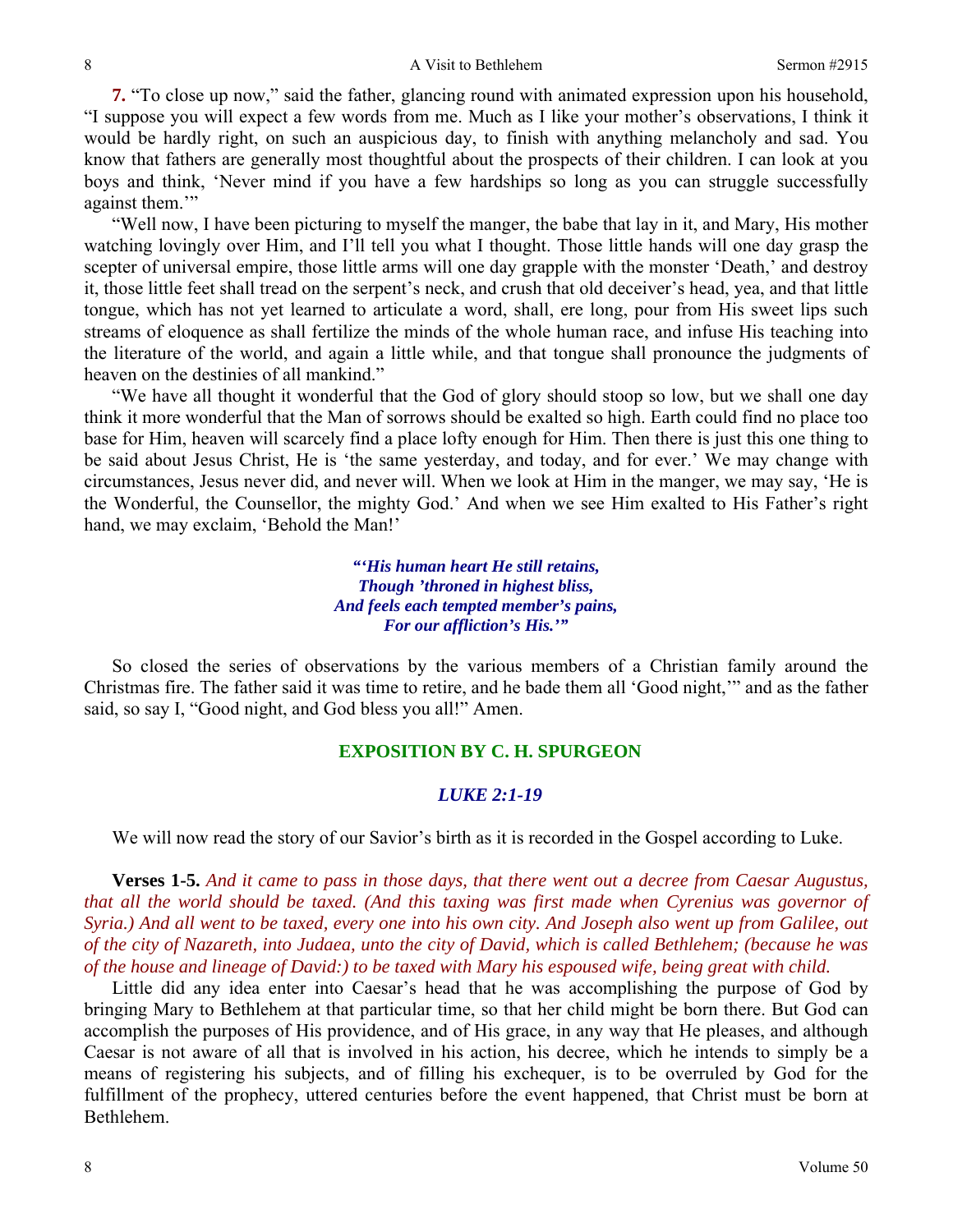**7.** "To close up now," said the father, glancing round with animated expression upon his household, "I suppose you will expect a few words from me. Much as I like your mother's observations, I think it would be hardly right, on such an auspicious day, to finish with anything melancholy and sad. You know that fathers are generally most thoughtful about the prospects of their children. I can look at you boys and think, 'Never mind if you have a few hardships so long as you can struggle successfully against them.'"

"Well now, I have been picturing to myself the manger, the babe that lay in it, and Mary, His mother watching lovingly over Him, and I'll tell you what I thought. Those little hands will one day grasp the scepter of universal empire, those little arms will one day grapple with the monster 'Death,' and destroy it, those little feet shall tread on the serpent's neck, and crush that old deceiver's head, yea, and that little tongue, which has not yet learned to articulate a word, shall, ere long, pour from His sweet lips such streams of eloquence as shall fertilize the minds of the whole human race, and infuse His teaching into the literature of the world, and again a little while, and that tongue shall pronounce the judgments of heaven on the destinies of all mankind."

"We have all thought it wonderful that the God of glory should stoop so low, but we shall one day think it more wonderful that the Man of sorrows should be exalted so high. Earth could find no place too base for Him, heaven will scarcely find a place lofty enough for Him. Then there is just this one thing to be said about Jesus Christ, He is 'the same yesterday, and today, and for ever.' We may change with circumstances, Jesus never did, and never will. When we look at Him in the manger, we may say, 'He is the Wonderful, the Counsellor, the mighty God.' And when we see Him exalted to His Father's right hand, we may exclaim, 'Behold the Man!'

> ***"'His human heart He still retains,***
> ***Though 'throned in highest bliss,***
> ***And feels each tempted member's pains,***
> ***For our affliction's His.'"***

So closed the series of observations by the various members of a Christian family around the Christmas fire. The father said it was time to retire, and he bade them all 'Good night,'" and as the father said, so say I, "Good night, and God bless you all!" Amen.

## EXPOSITION BY C. H. SPURGEON

### *LUKE 2:1-19*

We will now read the story of our Savior's birth as it is recorded in the Gospel according to Luke.

**Verses 1-5.** *And it came to pass in those days, that there went out a decree from Caesar Augustus, that all the world should be taxed. (And this taxing was first made when Cyrenius was governor of Syria.) And all went to be taxed, every one into his own city. And Joseph also went up from Galilee, out of the city of Nazareth, into Judaea, unto the city of David, which is called Bethlehem; (because he was of the house and lineage of David:) to be taxed with Mary his espoused wife, being great with child.*

Little did any idea enter into Caesar's head that he was accomplishing the purpose of God by bringing Mary to Bethlehem at that particular time, so that her child might be born there. But God can accomplish the purposes of His providence, and of His grace, in any way that He pleases, and although Caesar is not aware of all that is involved in his action, his decree, which he intends to simply be a means of registering his subjects, and of filling his exchequer, is to be overruled by God for the fulfillment of the prophecy, uttered centuries before the event happened, that Christ must be born at Bethlehem.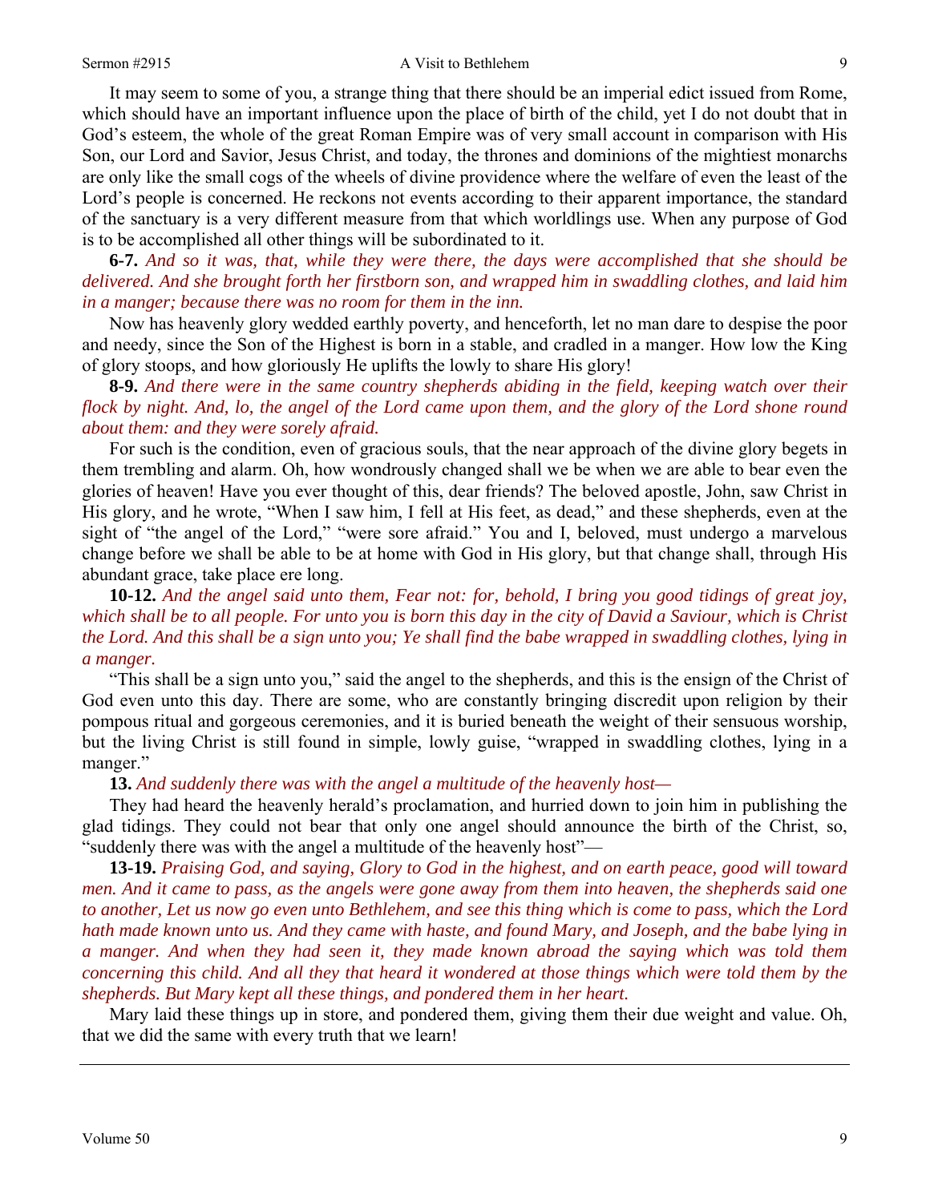It may seem to some of you, a strange thing that there should be an imperial edict issued from Rome, which should have an important influence upon the place of birth of the child, yet I do not doubt that in God's esteem, the whole of the great Roman Empire was of very small account in comparison with His Son, our Lord and Savior, Jesus Christ, and today, the thrones and dominions of the mightiest monarchs are only like the small cogs of the wheels of divine providence where the welfare of even the least of the Lord's people is concerned. He reckons not events according to their apparent importance, the standard of the sanctuary is a very different measure from that which worldlings use. When any purpose of God is to be accomplished all other things will be subordinated to it.

**6-7.** *And so it was, that, while they were there, the days were accomplished that she should be delivered. And she brought forth her firstborn son, and wrapped him in swaddling clothes, and laid him in a manger; because there was no room for them in the inn.*

Now has heavenly glory wedded earthly poverty, and henceforth, let no man dare to despise the poor and needy, since the Son of the Highest is born in a stable, and cradled in a manger. How low the King of glory stoops, and how gloriously He uplifts the lowly to share His glory!

**8-9.** *And there were in the same country shepherds abiding in the field, keeping watch over their flock by night. And, lo, the angel of the Lord came upon them, and the glory of the Lord shone round about them: and they were sorely afraid.*

For such is the condition, even of gracious souls, that the near approach of the divine glory begets in them trembling and alarm. Oh, how wondrously changed shall we be when we are able to bear even the glories of heaven! Have you ever thought of this, dear friends? The beloved apostle, John, saw Christ in His glory, and he wrote, "When I saw him, I fell at His feet, as dead," and these shepherds, even at the sight of "the angel of the Lord," "were sore afraid." You and I, beloved, must undergo a marvelous change before we shall be able to be at home with God in His glory, but that change shall, through His abundant grace, take place ere long.

**10-12.** *And the angel said unto them, Fear not: for, behold, I bring you good tidings of great joy, which shall be to all people. For unto you is born this day in the city of David a Saviour, which is Christ the Lord. And this shall be a sign unto you; Ye shall find the babe wrapped in swaddling clothes, lying in a manger.*

"This shall be a sign unto you," said the angel to the shepherds, and this is the ensign of the Christ of God even unto this day. There are some, who are constantly bringing discredit upon religion by their pompous ritual and gorgeous ceremonies, and it is buried beneath the weight of their sensuous worship, but the living Christ is still found in simple, lowly guise, "wrapped in swaddling clothes, lying in a manger."

**13.** *And suddenly there was with the angel a multitude of the heavenly host—*

They had heard the heavenly herald's proclamation, and hurried down to join him in publishing the glad tidings. They could not bear that only one angel should announce the birth of the Christ, so, "suddenly there was with the angel a multitude of the heavenly host"—

**13-19.** *Praising God, and saying, Glory to God in the highest, and on earth peace, good will toward men. And it came to pass, as the angels were gone away from them into heaven, the shepherds said one to another, Let us now go even unto Bethlehem, and see this thing which is come to pass, which the Lord hath made known unto us. And they came with haste, and found Mary, and Joseph, and the babe lying in a manger. And when they had seen it, they made known abroad the saying which was told them concerning this child. And all they that heard it wondered at those things which were told them by the shepherds. But Mary kept all these things, and pondered them in her heart.*

Mary laid these things up in store, and pondered them, giving them their due weight and value. Oh, that we did the same with every truth that we learn!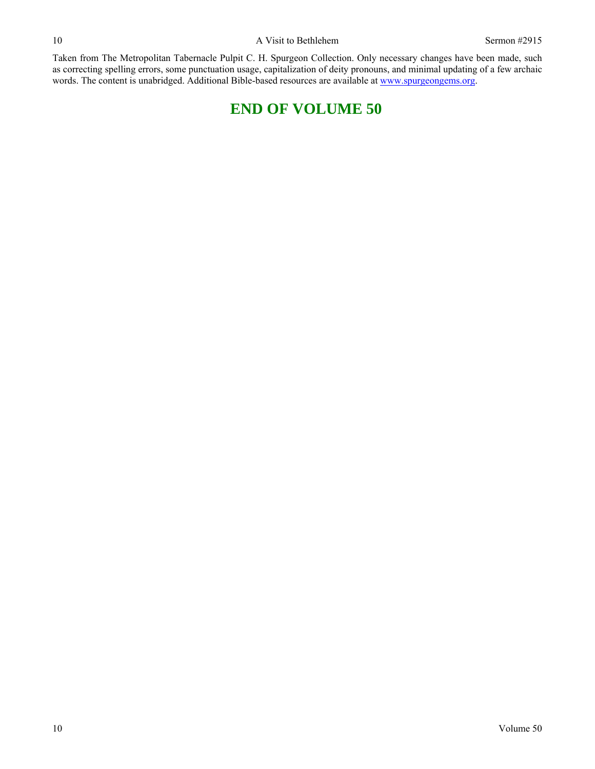Taken from The Metropolitan Tabernacle Pulpit C. H. Spurgeon Collection. Only necessary changes have been made, such as correcting spelling errors, some punctuation usage, capitalization of deity pronouns, and minimal updating of a few archaic words. The content is unabridged. Additional Bible-based resources are available at www.spurgeongems.org.

# END OF VOLUME 50